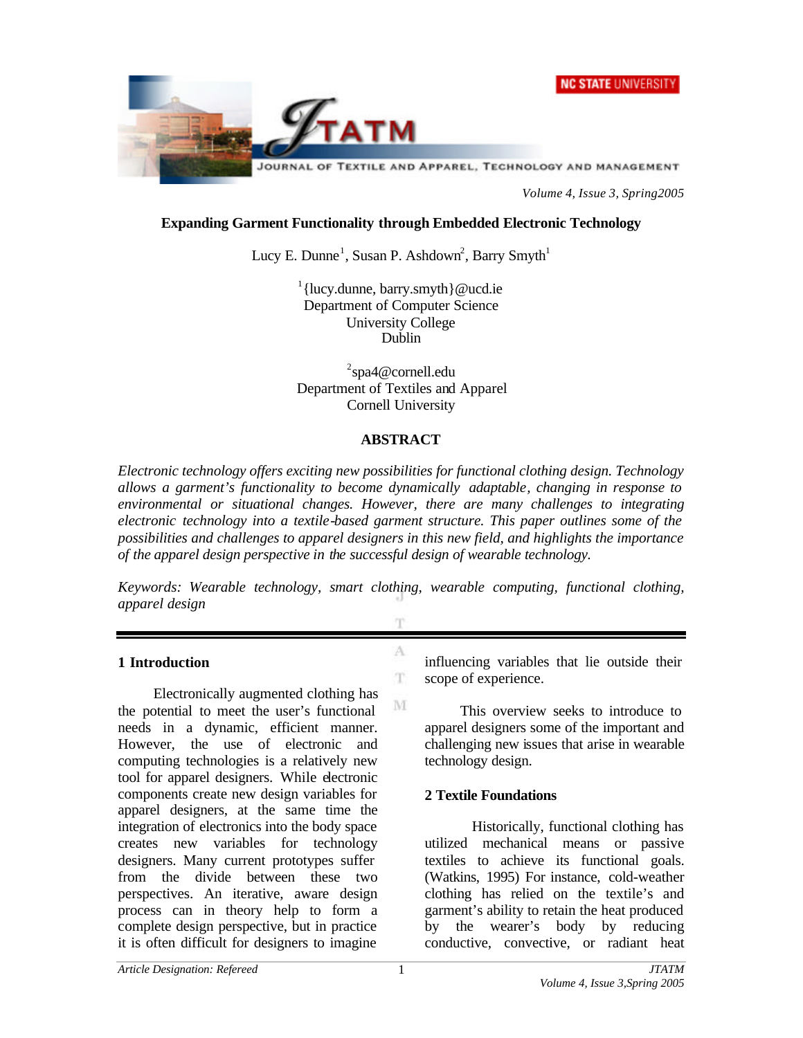# Expanding Garment Functionality through Embedded Electronic Technology

Lucy E. Dunne[1], Susan P. Ashdown[2], Barry Smyth[1]

[1]{lucy.dunne, barry.smyth}@ucd.ie
Department of Computer Science
University College
Dublin

[2]spa4@cornell.edu
Department of Textiles and Apparel
Cornell University

## ABSTRACT

*Electronic technology offers exciting new possibilities for functional clothing design. Technology allows a garment's functionality to become dynamically adaptable, changing in response to environmental or situational changes. However, there are many challenges to integrating electronic technology into a textile-based garment structure. This paper outlines some of the possibilities and challenges to apparel designers in this new field, and highlights the importance of the apparel design perspective in the successful design of wearable technology.*

*Keywords: Wearable technology, smart clothing, wearable computing, functional clothing, apparel design*

## 1 Introduction

Electronically augmented clothing has the potential to meet the user's functional needs in a dynamic, efficient manner. However, the use of electronic and computing technologies is a relatively new tool for apparel designers. While electronic components create new design variables for apparel designers, at the same time the integration of electronics into the body space creates new variables for technology designers. Many current prototypes suffer from the divide between these two perspectives. An iterative, aware design process can in theory help to form a complete design perspective, but in practice it is often difficult for designers to imagine influencing variables that lie outside their scope of experience.

This overview seeks to introduce to apparel designers some of the important and challenging new issues that arise in wearable technology design.

## 2 Textile Foundations

Historically, functional clothing has utilized mechanical means or passive textiles to achieve its functional goals. (Watkins, 1995) For instance, cold-weather clothing has relied on the textile's and garment's ability to retain the heat produced by the wearer's body by reducing conductive, convective, or radiant heat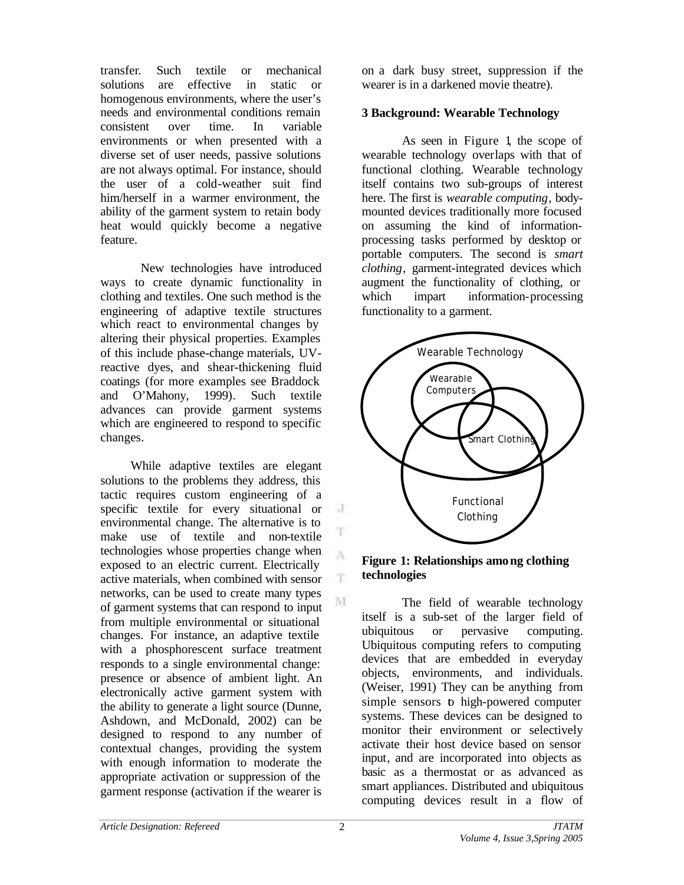transfer. Such textile or mechanical solutions are effective in static or homogenous environments, where the user's needs and environmental conditions remain consistent over time. In variable environments or when presented with a diverse set of user needs, passive solutions are not always optimal. For instance, should the user of a cold-weather suit find him/herself in a warmer environment, the ability of the garment system to retain body heat would quickly become a negative feature.

New technologies have introduced ways to create dynamic functionality in clothing and textiles. One such method is the engineering of adaptive textile structures which react to environmental changes by altering their physical properties. Examples of this include phase-change materials, UV-reactive dyes, and shear-thickening fluid coatings (for more examples see Braddock and O'Mahony, 1999). Such textile advances can provide garment systems which are engineered to respond to specific changes.

While adaptive textiles are elegant solutions to the problems they address, this tactic requires custom engineering of a specific textile for every situational or environmental change. The alternative is to make use of textile and non-textile technologies whose properties change when exposed to an electric current. Electrically active materials, when combined with sensor networks, can be used to create many types of garment systems that can respond to input from multiple environmental or situational changes. For instance, an adaptive textile with a phosphorescent surface treatment responds to a single environmental change: presence or absence of ambient light. An electronically active garment system with the ability to generate a light source (Dunne, Ashdown, and McDonald, 2002) can be designed to respond to any number of contextual changes, providing the system with enough information to moderate the appropriate activation or suppression of the garment response (activation if the wearer is on a dark busy street, suppression if the wearer is in a darkened movie theatre).

## 3 Background: Wearable Technology

As seen in Figure 1, the scope of wearable technology overlaps with that of functional clothing. Wearable technology itself contains two sub-groups of interest here. The first is *wearable computing*, body-mounted devices traditionally more focused on assuming the kind of information-processing tasks performed by desktop or portable computers. The second is *smart clothing*, garment-integrated devices which augment the functionality of clothing, or which impart information-processing functionality to a garment.

Wearable Technology

Wearable Computers

Smart Clothing

Functional Clothing

**Figure 1: Relationships among clothing technologies**

The field of wearable technology itself is a sub-set of the larger field of ubiquitous or pervasive computing. Ubiquitous computing refers to computing devices that are embedded in everyday objects, environments, and individuals. (Weiser, 1991) They can be anything from simple sensors to high-powered computer systems. These devices can be designed to monitor their environment or selectively activate their host device based on sensor input, and are incorporated into objects as basic as a thermostat or as advanced as smart appliances. Distributed and ubiquitous computing devices result in a flow of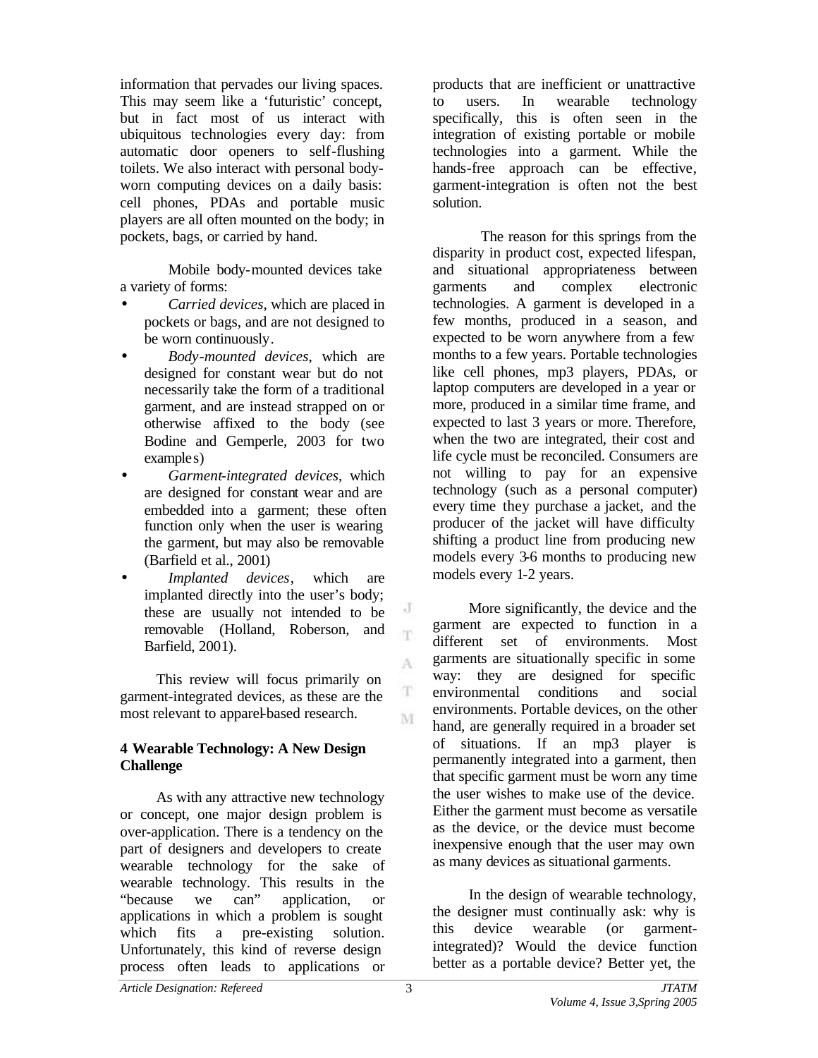information that pervades our living spaces. This may seem like a 'futuristic' concept, but in fact most of us interact with ubiquitous technologies every day: from automatic door openers to self-flushing toilets. We also interact with personal body-worn computing devices on a daily basis: cell phones, PDAs and portable music players are all often mounted on the body; in pockets, bags, or carried by hand.

Mobile body-mounted devices take a variety of forms:

- *Carried devices*, which are placed in pockets or bags, and are not designed to be worn continuously.
- *Body-mounted devices*, which are designed for constant wear but do not necessarily take the form of a traditional garment, and are instead strapped on or otherwise affixed to the body (see Bodine and Gemperle, 2003 for two examples)
- *Garment-integrated devices*, which are designed for constant wear and are embedded into a garment; these often function only when the user is wearing the garment, but may also be removable (Barfield et al., 2001)
- *Implanted devices*, which are implanted directly into the user's body; these are usually not intended to be removable (Holland, Roberson, and Barfield, 2001).

This review will focus primarily on garment-integrated devices, as these are the most relevant to apparel-based research.

## 4 Wearable Technology: A New Design Challenge

As with any attractive new technology or concept, one major design problem is over-application. There is a tendency on the part of designers and developers to create wearable technology for the sake of wearable technology. This results in the "because we can" application, or applications in which a problem is sought which fits a pre-existing solution. Unfortunately, this kind of reverse design process often leads to applications or products that are inefficient or unattractive to users. In wearable technology specifically, this is often seen in the integration of existing portable or mobile technologies into a garment. While the hands-free approach can be effective, garment-integration is often not the best solution.

The reason for this springs from the disparity in product cost, expected lifespan, and situational appropriateness between garments and complex electronic technologies. A garment is developed in a few months, produced in a season, and expected to be worn anywhere from a few months to a few years. Portable technologies like cell phones, mp3 players, PDAs, or laptop computers are developed in a year or more, produced in a similar time frame, and expected to last 3 years or more. Therefore, when the two are integrated, their cost and life cycle must be reconciled. Consumers are not willing to pay for an expensive technology (such as a personal computer) every time they purchase a jacket, and the producer of the jacket will have difficulty shifting a product line from producing new models every 3-6 months to producing new models every 1-2 years.

More significantly, the device and the garment are expected to function in a different set of environments. Most garments are situationally specific in some way: they are designed for specific environmental conditions and social environments. Portable devices, on the other hand, are generally required in a broader set of situations. If an mp3 player is permanently integrated into a garment, then that specific garment must be worn any time the user wishes to make use of the device. Either the garment must become as versatile as the device, or the device must become inexpensive enough that the user may own as many devices as situational garments.

In the design of wearable technology, the designer must continually ask: why is this device wearable (or garment-integrated)? Would the device function better as a portable device? Better yet, the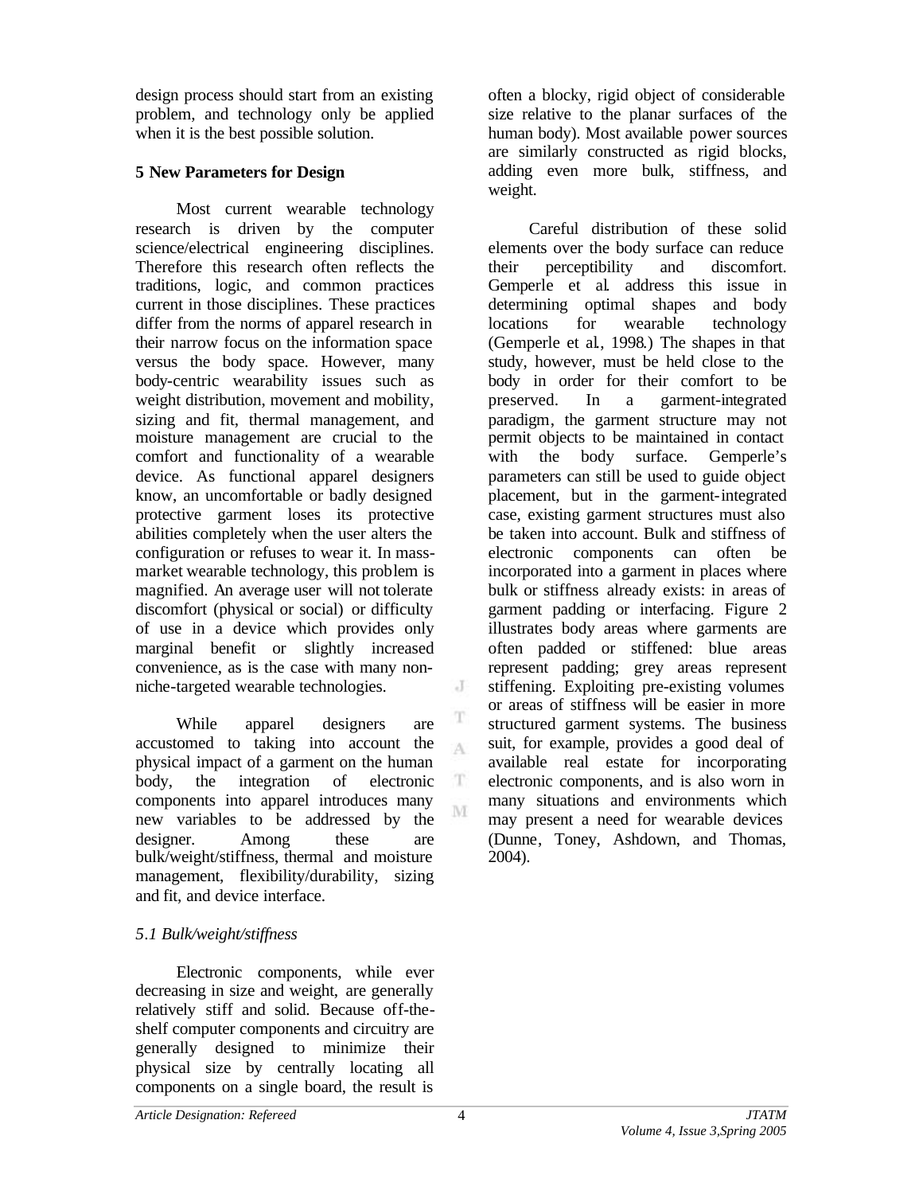design process should start from an existing problem, and technology only be applied when it is the best possible solution.

## 5 New Parameters for Design

Most current wearable technology research is driven by the computer science/electrical engineering disciplines. Therefore this research often reflects the traditions, logic, and common practices current in those disciplines. These practices differ from the norms of apparel research in their narrow focus on the information space versus the body space. However, many body-centric wearability issues such as weight distribution, movement and mobility, sizing and fit, thermal management, and moisture management are crucial to the comfort and functionality of a wearable device. As functional apparel designers know, an uncomfortable or badly designed protective garment loses its protective abilities completely when the user alters the configuration or refuses to wear it. In mass-market wearable technology, this problem is magnified. An average user will not tolerate discomfort (physical or social) or difficulty of use in a device which provides only marginal benefit or slightly increased convenience, as is the case with many non-niche-targeted wearable technologies.

While apparel designers are accustomed to taking into account the physical impact of a garment on the human body, the integration of electronic components into apparel introduces many new variables to be addressed by the designer. Among these are bulk/weight/stiffness, thermal and moisture management, flexibility/durability, sizing and fit, and device interface.

### *5.1 Bulk/weight/stiffness*

Electronic components, while ever decreasing in size and weight, are generally relatively stiff and solid. Because off-the-shelf computer components and circuitry are generally designed to minimize their physical size by centrally locating all components on a single board, the result is often a blocky, rigid object of considerable size relative to the planar surfaces of the human body). Most available power sources are similarly constructed as rigid blocks, adding even more bulk, stiffness, and weight.

Careful distribution of these solid elements over the body surface can reduce their perceptibility and discomfort. Gemperle et al. address this issue in determining optimal shapes and body locations for wearable technology (Gemperle et al., 1998.) The shapes in that study, however, must be held close to the body in order for their comfort to be preserved. In a garment-integrated paradigm, the garment structure may not permit objects to be maintained in contact with the body surface. Gemperle's parameters can still be used to guide object placement, but in the garment-integrated case, existing garment structures must also be taken into account. Bulk and stiffness of electronic components can often be incorporated into a garment in places where bulk or stiffness already exists: in areas of garment padding or interfacing. Figure 2 illustrates body areas where garments are often padded or stiffened: blue areas represent padding; grey areas represent stiffening. Exploiting pre-existing volumes or areas of stiffness will be easier in more structured garment systems. The business suit, for example, provides a good deal of available real estate for incorporating electronic components, and is also worn in many situations and environments which may present a need for wearable devices (Dunne, Toney, Ashdown, and Thomas, 2004).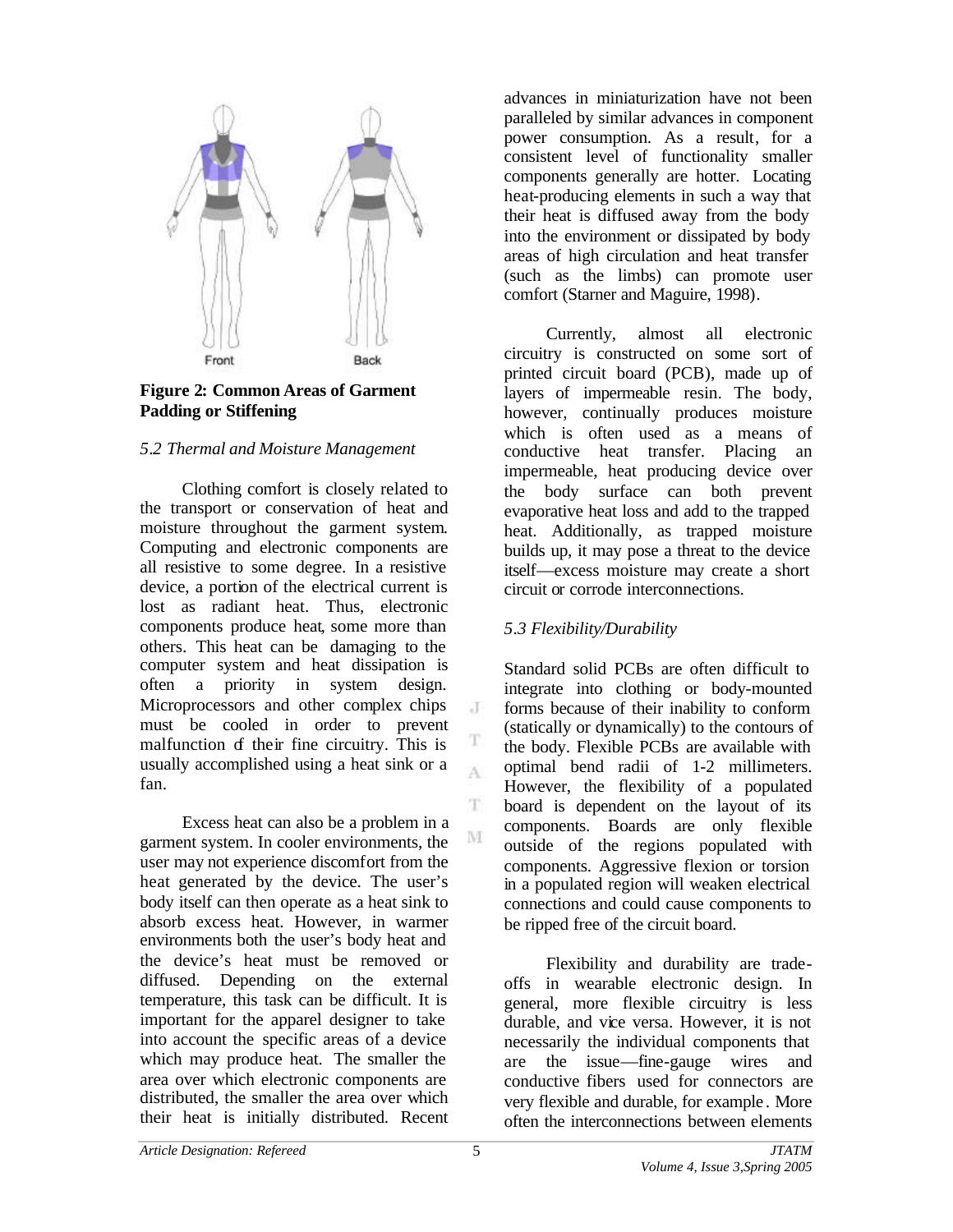**Figure 2: Common Areas of Garment Padding or Stiffening**

*5.2 Thermal and Moisture Management*

Clothing comfort is closely related to the transport or conservation of heat and moisture throughout the garment system. Computing and electronic components are all resistive to some degree. In a resistive device, a portion of the electrical current is lost as radiant heat. Thus, electronic components produce heat, some more than others. This heat can be damaging to the computer system and heat dissipation is often a priority in system design. Microprocessors and other complex chips must be cooled in order to prevent malfunction of their fine circuitry. This is usually accomplished using a heat sink or a fan.

Excess heat can also be a problem in a garment system. In cooler environments, the user may not experience discomfort from the heat generated by the device. The user's body itself can then operate as a heat sink to absorb excess heat. However, in warmer environments both the user's body heat and the device's heat must be removed or diffused. Depending on the external temperature, this task can be difficult. It is important for the apparel designer to take into account the specific areas of a device which may produce heat. The smaller the area over which electronic components are distributed, the smaller the area over which their heat is initially distributed. Recent advances in miniaturization have not been paralleled by similar advances in component power consumption. As a result, for a consistent level of functionality smaller components generally are hotter. Locating heat-producing elements in such a way that their heat is diffused away from the body into the environment or dissipated by body areas of high circulation and heat transfer (such as the limbs) can promote user comfort (Starner and Maguire, 1998).

Currently, almost all electronic circuitry is constructed on some sort of printed circuit board (PCB), made up of layers of impermeable resin. The body, however, continually produces moisture which is often used as a means of conductive heat transfer. Placing an impermeable, heat producing device over the body surface can both prevent evaporative heat loss and add to the trapped heat. Additionally, as trapped moisture builds up, it may pose a threat to the device itself—excess moisture may create a short circuit or corrode interconnections.

*5.3 Flexibility/Durability*

Standard solid PCBs are often difficult to integrate into clothing or body-mounted forms because of their inability to conform (statically or dynamically) to the contours of the body. Flexible PCBs are available with optimal bend radii of 1-2 millimeters. However, the flexibility of a populated board is dependent on the layout of its components. Boards are only flexible outside of the regions populated with components. Aggressive flexion or torsion in a populated region will weaken electrical connections and could cause components to be ripped free of the circuit board.

Flexibility and durability are trade-offs in wearable electronic design. In general, more flexible circuitry is less durable, and vice versa. However, it is not necessarily the individual components that are the issue—fine-gauge wires and conductive fibers used for connectors are very flexible and durable, for example. More often the interconnections between elements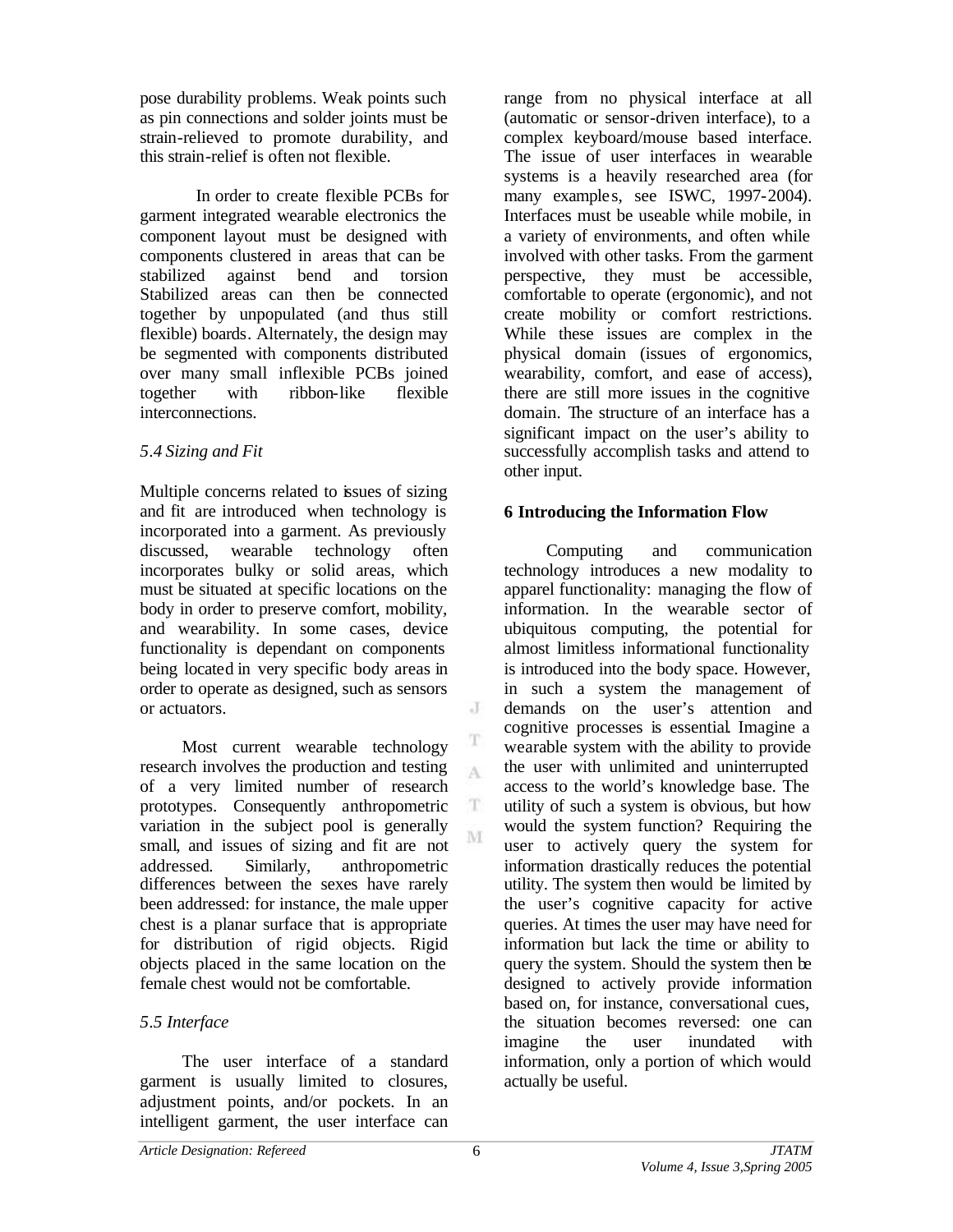pose durability problems. Weak points such as pin connections and solder joints must be strain-relieved to promote durability, and this strain-relief is often not flexible.

In order to create flexible PCBs for garment integrated wearable electronics the component layout must be designed with components clustered in areas that can be stabilized against bend and torsion Stabilized areas can then be connected together by unpopulated (and thus still flexible) boards. Alternately, the design may be segmented with components distributed over many small inflexible PCBs joined together with ribbon-like flexible interconnections.

*5.4 Sizing and Fit*

Multiple concerns related to issues of sizing and fit are introduced when technology is incorporated into a garment. As previously discussed, wearable technology often incorporates bulky or solid areas, which must be situated at specific locations on the body in order to preserve comfort, mobility, and wearability. In some cases, device functionality is dependant on components being located in very specific body areas in order to operate as designed, such as sensors or actuators.

Most current wearable technology research involves the production and testing of a very limited number of research prototypes. Consequently anthropometric variation in the subject pool is generally small, and issues of sizing and fit are not addressed. Similarly, anthropometric differences between the sexes have rarely been addressed: for instance, the male upper chest is a planar surface that is appropriate for distribution of rigid objects. Rigid objects placed in the same location on the female chest would not be comfortable.

*5.5 Interface*

The user interface of a standard garment is usually limited to closures, adjustment points, and/or pockets. In an intelligent garment, the user interface can range from no physical interface at all (automatic or sensor-driven interface), to a complex keyboard/mouse based interface. The issue of user interfaces in wearable systems is a heavily researched area (for many examples, see ISWC, 1997-2004). Interfaces must be useable while mobile, in a variety of environments, and often while involved with other tasks. From the garment perspective, they must be accessible, comfortable to operate (ergonomic), and not create mobility or comfort restrictions. While these issues are complex in the physical domain (issues of ergonomics, wearability, comfort, and ease of access), there are still more issues in the cognitive domain. The structure of an interface has a significant impact on the user's ability to successfully accomplish tasks and attend to other input.

**6 Introducing the Information Flow**

Computing and communication technology introduces a new modality to apparel functionality: managing the flow of information. In the wearable sector of ubiquitous computing, the potential for almost limitless informational functionality is introduced into the body space. However, in such a system the management of demands on the user's attention and cognitive processes is essential. Imagine a wearable system with the ability to provide the user with unlimited and uninterrupted access to the world's knowledge base. The utility of such a system is obvious, but how would the system function? Requiring the user to actively query the system for information drastically reduces the potential utility. The system then would be limited by the user's cognitive capacity for active queries. At times the user may have need for information but lack the time or ability to query the system. Should the system then be designed to actively provide information based on, for instance, conversational cues, the situation becomes reversed: one can imagine the user inundated with information, only a portion of which would actually be useful.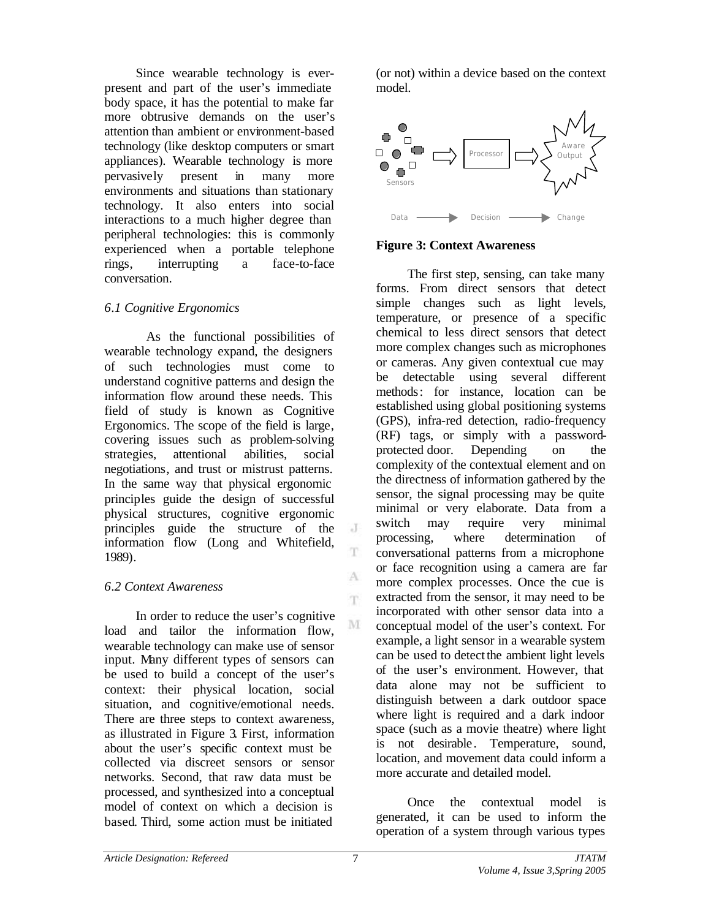Since wearable technology is ever-present and part of the user's immediate body space, it has the potential to make far more obtrusive demands on the user's attention than ambient or environment-based technology (like desktop computers or smart appliances). Wearable technology is more pervasively present in many more environments and situations than stationary technology. It also enters into social interactions to a much higher degree than peripheral technologies: this is commonly experienced when a portable telephone rings, interrupting a face-to-face conversation.

### *6.1 Cognitive Ergonomics*

As the functional possibilities of wearable technology expand, the designers of such technologies must come to understand cognitive patterns and design the information flow around these needs. This field of study is known as Cognitive Ergonomics. The scope of the field is large, covering issues such as problem-solving strategies, attentional abilities, social negotiations, and trust or mistrust patterns. In the same way that physical ergonomic principles guide the design of successful physical structures, cognitive ergonomic principles guide the structure of the information flow (Long and Whitefield, 1989).

### *6.2 Context Awareness*

In order to reduce the user's cognitive load and tailor the information flow, wearable technology can make use of sensor input. Many different types of sensors can be used to build a concept of the user's context: their physical location, social situation, and cognitive/emotional needs. There are three steps to context awareness, as illustrated in Figure 3. First, information about the user's specific context must be collected via discreet sensors or sensor networks. Second, that raw data must be processed, and synthesized into a conceptual model of context on which a decision is based. Third, some action must be initiated (or not) within a device based on the context model.

Sensors → Processor → Aware Output

Data → Decision → Change

**Figure 3: Context Awareness**

The first step, sensing, can take many forms. From direct sensors that detect simple changes such as light levels, temperature, or presence of a specific chemical to less direct sensors that detect more complex changes such as microphones or cameras. Any given contextual cue may be detectable using several different methods: for instance, location can be established using global positioning systems (GPS), infra-red detection, radio-frequency (RF) tags, or simply with a password-protected door. Depending on the complexity of the contextual element and on the directness of information gathered by the sensor, the signal processing may be quite minimal or very elaborate. Data from a switch may require very minimal processing, where determination of conversational patterns from a microphone or face recognition using a camera are far more complex processes. Once the cue is extracted from the sensor, it may need to be incorporated with other sensor data into a conceptual model of the user's context. For example, a light sensor in a wearable system can be used to detect the ambient light levels of the user's environment. However, that data alone may not be sufficient to distinguish between a dark outdoor space where light is required and a dark indoor space (such as a movie theatre) where light is not desirable. Temperature, sound, location, and movement data could inform a more accurate and detailed model.

Once the contextual model is generated, it can be used to inform the operation of a system through various types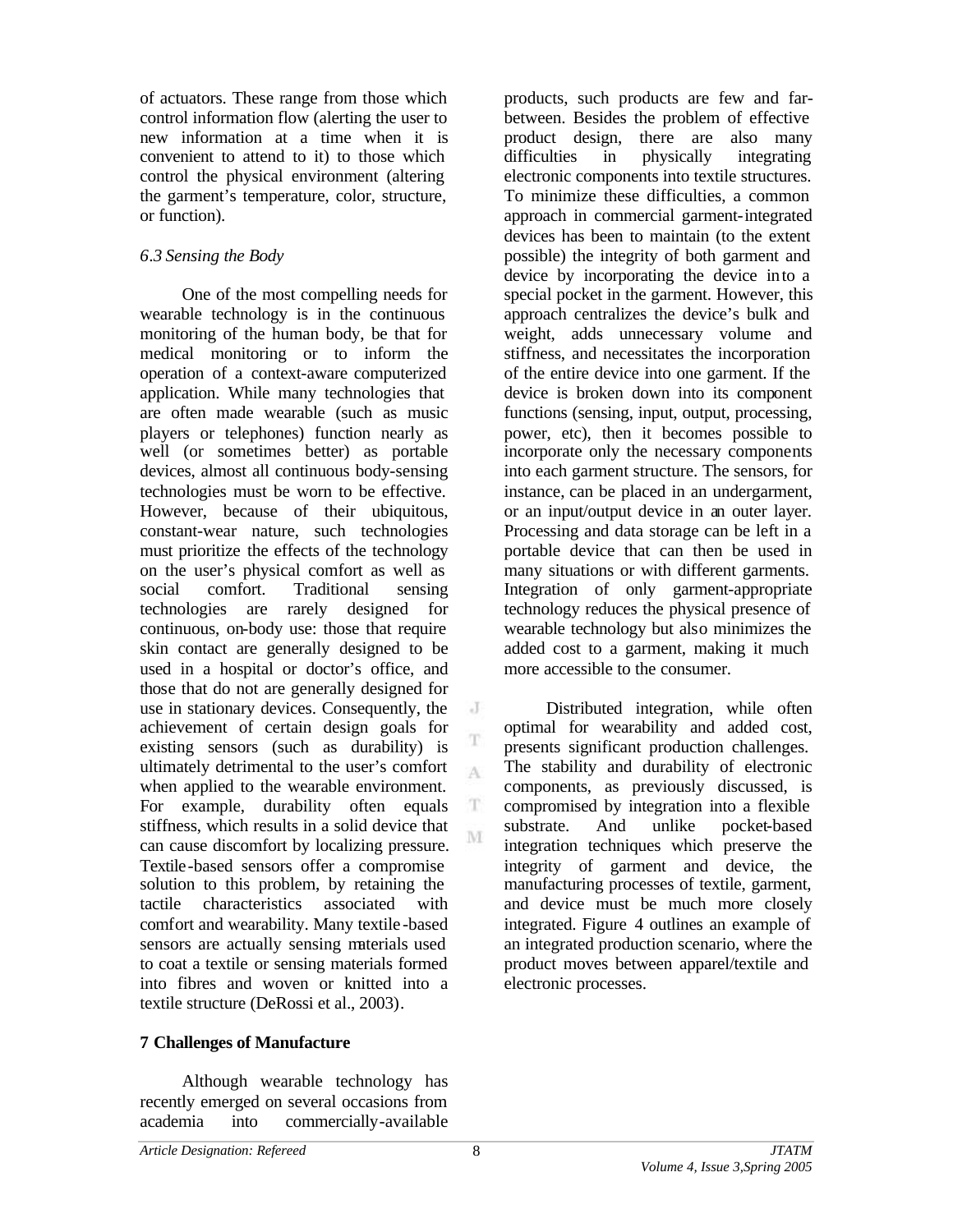of actuators. These range from those which control information flow (alerting the user to new information at a time when it is convenient to attend to it) to those which control the physical environment (altering the garment's temperature, color, structure, or function).

### *6.3 Sensing the Body*

One of the most compelling needs for wearable technology is in the continuous monitoring of the human body, be that for medical monitoring or to inform the operation of a context-aware computerized application. While many technologies that are often made wearable (such as music players or telephones) function nearly as well (or sometimes better) as portable devices, almost all continuous body-sensing technologies must be worn to be effective. However, because of their ubiquitous, constant-wear nature, such technologies must prioritize the effects of the technology on the user's physical comfort as well as social comfort. Traditional sensing technologies are rarely designed for continuous, on-body use: those that require skin contact are generally designed to be used in a hospital or doctor's office, and those that do not are generally designed for use in stationary devices. Consequently, the achievement of certain design goals for existing sensors (such as durability) is ultimately detrimental to the user's comfort when applied to the wearable environment. For example, durability often equals stiffness, which results in a solid device that can cause discomfort by localizing pressure. Textile-based sensors offer a compromise solution to this problem, by retaining the tactile characteristics associated with comfort and wearability. Many textile-based sensors are actually sensing materials used to coat a textile or sensing materials formed into fibres and woven or knitted into a textile structure (DeRossi et al., 2003).

## 7 Challenges of Manufacture

Although wearable technology has recently emerged on several occasions from academia into commercially-available products, such products are few and far-between. Besides the problem of effective product design, there are also many difficulties in physically integrating electronic components into textile structures. To minimize these difficulties, a common approach in commercial garment-integrated devices has been to maintain (to the extent possible) the integrity of both garment and device by incorporating the device into a special pocket in the garment. However, this approach centralizes the device's bulk and weight, adds unnecessary volume and stiffness, and necessitates the incorporation of the entire device into one garment. If the device is broken down into its component functions (sensing, input, output, processing, power, etc), then it becomes possible to incorporate only the necessary components into each garment structure. The sensors, for instance, can be placed in an undergarment, or an input/output device in an outer layer. Processing and data storage can be left in a portable device that can then be used in many situations or with different garments. Integration of only garment-appropriate technology reduces the physical presence of wearable technology but also minimizes the added cost to a garment, making it much more accessible to the consumer.

Distributed integration, while often optimal for wearability and added cost, presents significant production challenges. The stability and durability of electronic components, as previously discussed, is compromised by integration into a flexible substrate. And unlike pocket-based integration techniques which preserve the integrity of garment and device, the manufacturing processes of textile, garment, and device must be much more closely integrated. Figure 4 outlines an example of an integrated production scenario, where the product moves between apparel/textile and electronic processes.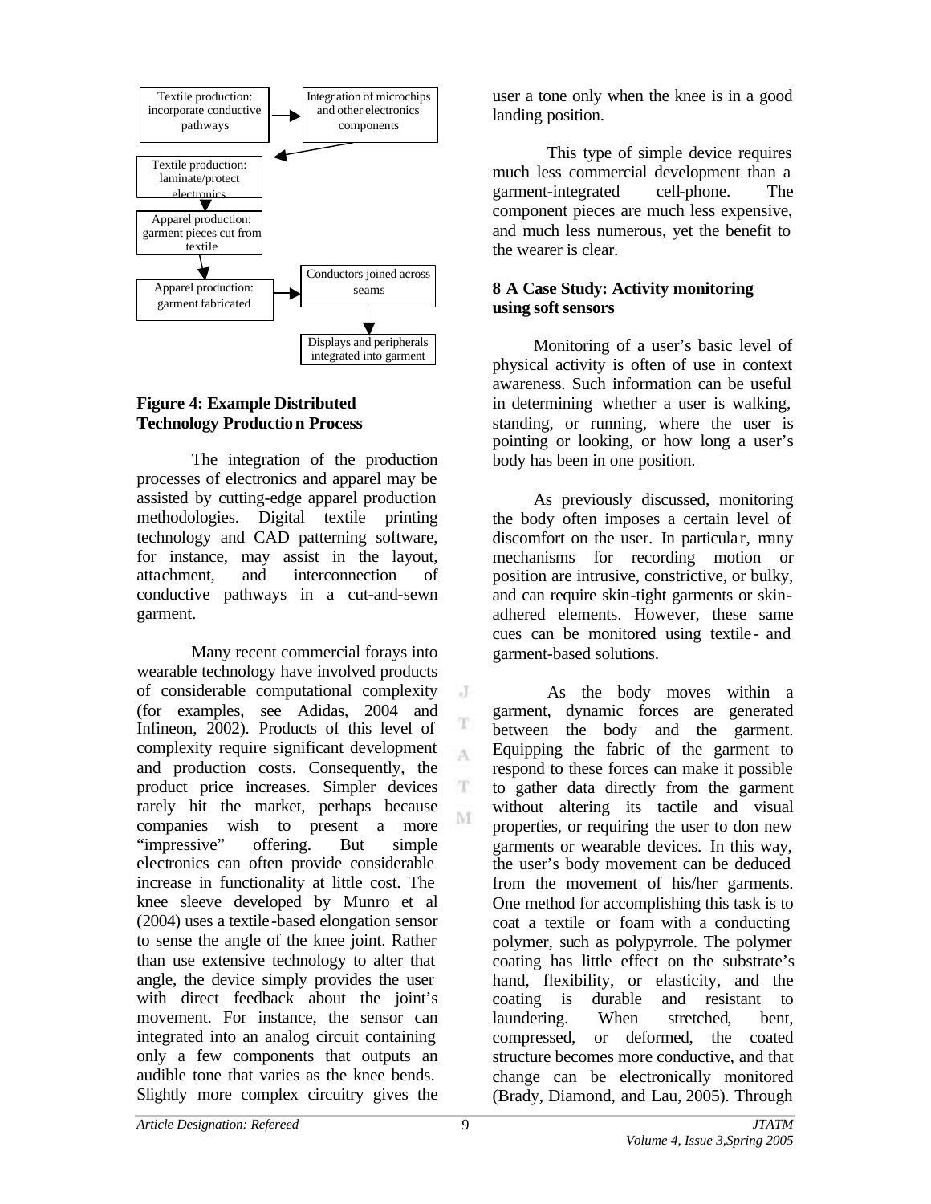Textile production: incorporate conductive pathways → Integration of microchips and other electronics components → Textile production: laminate/protect electronics → Apparel production: garment pieces cut from textile → Apparel production: garment fabricated → Conductors joined across seams → Displays and peripherals integrated into garment

**Figure 4: Example Distributed Technology Production Process**

The integration of the production processes of electronics and apparel may be assisted by cutting-edge apparel production methodologies. Digital textile printing technology and CAD patterning software, for instance, may assist in the layout, attachment, and interconnection of conductive pathways in a cut-and-sewn garment.

Many recent commercial forays into wearable technology have involved products of considerable computational complexity (for examples, see Adidas, 2004 and Infineon, 2002). Products of this level of complexity require significant development and production costs. Consequently, the product price increases. Simpler devices rarely hit the market, perhaps because companies wish to present a more "impressive" offering. But simple electronics can often provide considerable increase in functionality at little cost. The knee sleeve developed by Munro et al (2004) uses a textile-based elongation sensor to sense the angle of the knee joint. Rather than use extensive technology to alter that angle, the device simply provides the user with direct feedback about the joint's movement. For instance, the sensor can integrated into an analog circuit containing only a few components that outputs an audible tone that varies as the knee bends. Slightly more complex circuitry gives the user a tone only when the knee is in a good landing position.

This type of simple device requires much less commercial development than a garment-integrated cell-phone. The component pieces are much less expensive, and much less numerous, yet the benefit to the wearer is clear.

## 8 A Case Study: Activity monitoring using soft sensors

Monitoring of a user's basic level of physical activity is often of use in context awareness. Such information can be useful in determining whether a user is walking, standing, or running, where the user is pointing or looking, or how long a user's body has been in one position.

As previously discussed, monitoring the body often imposes a certain level of discomfort on the user. In particular, many mechanisms for recording motion or position are intrusive, constrictive, or bulky, and can require skin-tight garments or skin-adhered elements. However, these same cues can be monitored using textile- and garment-based solutions.

As the body moves within a garment, dynamic forces are generated between the body and the garment. Equipping the fabric of the garment to respond to these forces can make it possible to gather data directly from the garment without altering its tactile and visual properties, or requiring the user to don new garments or wearable devices. In this way, the user's body movement can be deduced from the movement of his/her garments. One method for accomplishing this task is to coat a textile or foam with a conducting polymer, such as polypyrrole. The polymer coating has little effect on the substrate's hand, flexibility, or elasticity, and the coating is durable and resistant to laundering. When stretched, bent, compressed, or deformed, the coated structure becomes more conductive, and that change can be electronically monitored (Brady, Diamond, and Lau, 2005). Through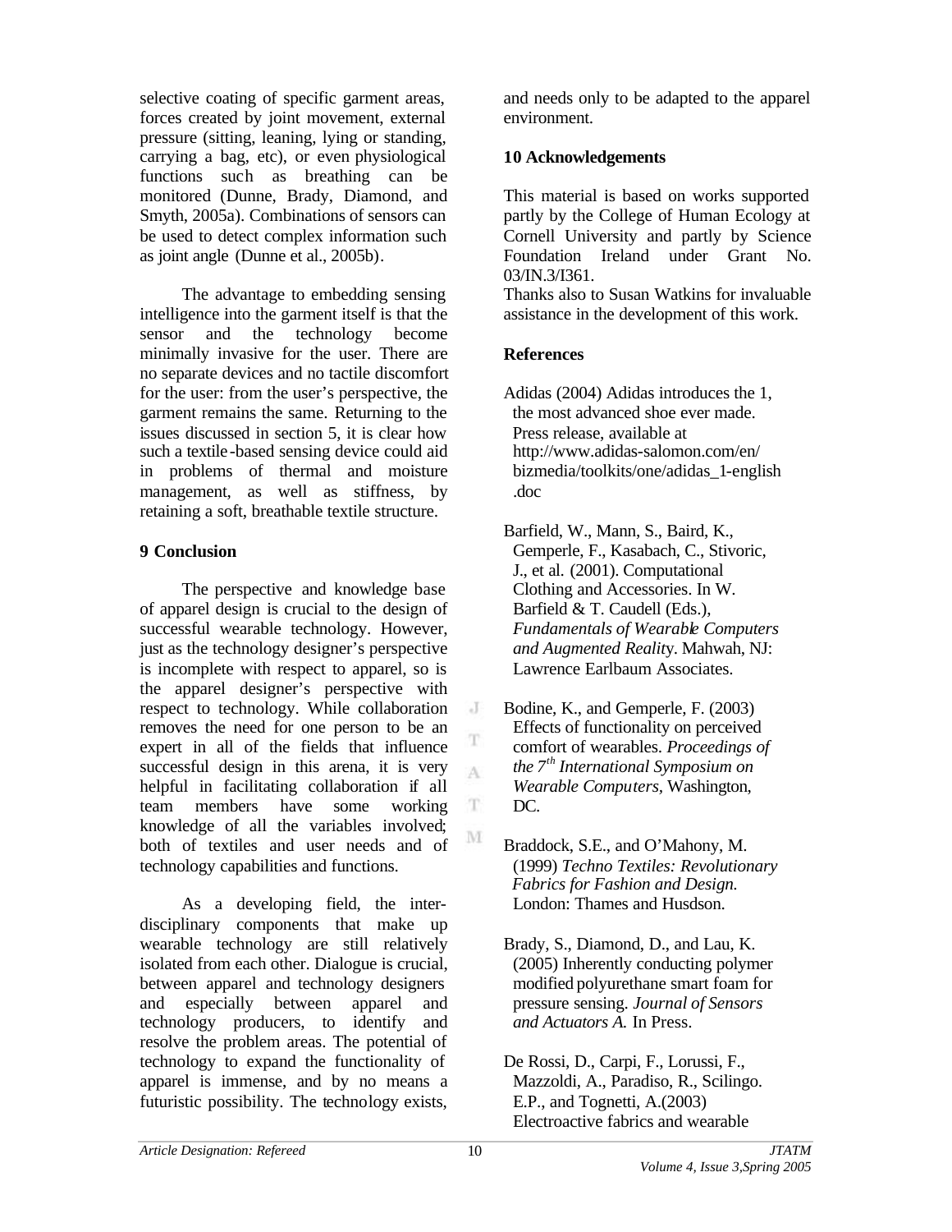selective coating of specific garment areas, forces created by joint movement, external pressure (sitting, leaning, lying or standing, carrying a bag, etc), or even physiological functions such as breathing can be monitored (Dunne, Brady, Diamond, and Smyth, 2005a). Combinations of sensors can be used to detect complex information such as joint angle (Dunne et al., 2005b).

The advantage to embedding sensing intelligence into the garment itself is that the sensor and the technology become minimally invasive for the user. There are no separate devices and no tactile discomfort for the user: from the user's perspective, the garment remains the same. Returning to the issues discussed in section 5, it is clear how such a textile-based sensing device could aid in problems of thermal and moisture management, as well as stiffness, by retaining a soft, breathable textile structure.

## 9 Conclusion

The perspective and knowledge base of apparel design is crucial to the design of successful wearable technology. However, just as the technology designer's perspective is incomplete with respect to apparel, so is the apparel designer's perspective with respect to technology. While collaboration removes the need for one person to be an expert in all of the fields that influence successful design in this arena, it is very helpful in facilitating collaboration if all team members have some working knowledge of all the variables involved; both of textiles and user needs and of technology capabilities and functions.

As a developing field, the inter-disciplinary components that make up wearable technology are still relatively isolated from each other. Dialogue is crucial, between apparel and technology designers and especially between apparel and technology producers, to identify and resolve the problem areas. The potential of technology to expand the functionality of apparel is immense, and by no means a futuristic possibility. The technology exists, and needs only to be adapted to the apparel environment.

## 10 Acknowledgements

This material is based on works supported partly by the College of Human Ecology at Cornell University and partly by Science Foundation Ireland under Grant No. 03/IN.3/I361.

Thanks also to Susan Watkins for invaluable assistance in the development of this work.

## References

Adidas (2004) Adidas introduces the 1, the most advanced shoe ever made. Press release, available at http://www.adidas-salomon.com/en/bizmedia/toolkits/one/adidas_1-english.doc

Barfield, W., Mann, S., Baird, K., Gemperle, F., Kasabach, C., Stivoric, J., et al. (2001). Computational Clothing and Accessories. In W. Barfield & T. Caudell (Eds.), *Fundamentals of Wearable Computers and Augmented Reality*. Mahwah, NJ: Lawrence Earlbaum Associates.

Bodine, K., and Gemperle, F. (2003) Effects of functionality on perceived comfort of wearables. *Proceedings of the 7th International Symposium on Wearable Computers*, Washington, DC.

Braddock, S.E., and O'Mahony, M. (1999) *Techno Textiles: Revolutionary Fabrics for Fashion and Design.* London: Thames and Husdson.

Brady, S., Diamond, D., and Lau, K. (2005) Inherently conducting polymer modified polyurethane smart foam for pressure sensing. *Journal of Sensors and Actuators A.* In Press.

De Rossi, D., Carpi, F., Lorussi, F., Mazzoldi, A., Paradiso, R., Scilingo. E.P., and Tognetti, A.(2003) Electroactive fabrics and wearable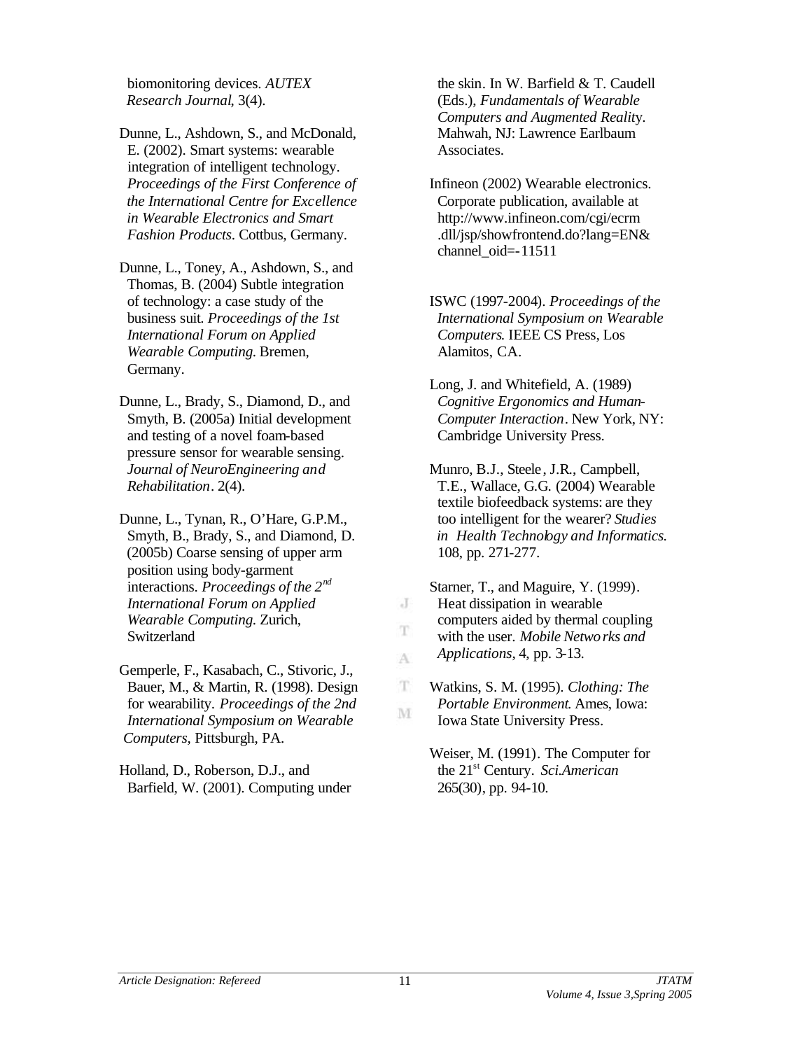biomonitoring devices. *AUTEX Research Journal*, 3(4).

Dunne, L., Ashdown, S., and McDonald, E. (2002). Smart systems: wearable integration of intelligent technology. *Proceedings of the First Conference of the International Centre for Excellence in Wearable Electronics and Smart Fashion Products*. Cottbus, Germany.

Dunne, L., Toney, A., Ashdown, S., and Thomas, B. (2004) Subtle integration of technology: a case study of the business suit. *Proceedings of the 1st International Forum on Applied Wearable Computing.* Bremen, Germany.

Dunne, L., Brady, S., Diamond, D., and Smyth, B. (2005a) Initial development and testing of a novel foam-based pressure sensor for wearable sensing. *Journal of NeuroEngineering and Rehabilitation*. 2(4).

Dunne, L., Tynan, R., O'Hare, G.P.M., Smyth, B., Brady, S., and Diamond, D. (2005b) Coarse sensing of upper arm position using body-garment interactions. *Proceedings of the 2nd International Forum on Applied Wearable Computing.* Zurich, Switzerland

Gemperle, F., Kasabach, C., Stivoric, J., Bauer, M., & Martin, R. (1998). Design for wearability. *Proceedings of the 2nd International Symposium on Wearable Computers*, Pittsburgh, PA.

Holland, D., Roberson, D.J., and Barfield, W. (2001). Computing under the skin. In W. Barfield & T. Caudell (Eds.), *Fundamentals of Wearable Computers and Augmented Reality*. Mahwah, NJ: Lawrence Earlbaum Associates.

Infineon (2002) Wearable electronics. Corporate publication, available at http://www.infineon.com/cgi/ecrm.dll/jsp/showfrontend.do?lang=EN&channel_oid=-11511

ISWC (1997-2004). *Proceedings of the International Symposium on Wearable Computers*. IEEE CS Press, Los Alamitos, CA.

Long, J. and Whitefield, A. (1989) *Cognitive Ergonomics and Human-Computer Interaction*. New York, NY: Cambridge University Press.

Munro, B.J., Steele, J.R., Campbell, T.E., Wallace, G.G. (2004) Wearable textile biofeedback systems: are they too intelligent for the wearer? *Studies in Health Technology and Informatics.* 108, pp. 271-277.

Starner, T., and Maguire, Y. (1999). Heat dissipation in wearable computers aided by thermal coupling with the user. *Mobile Networks and Applications*, 4, pp. 3-13.

Watkins, S. M. (1995). *Clothing: The Portable Environment.* Ames, Iowa: Iowa State University Press.

Weiser, M. (1991). The Computer for the 21st Century. *Sci.American* 265(30), pp. 94-10.